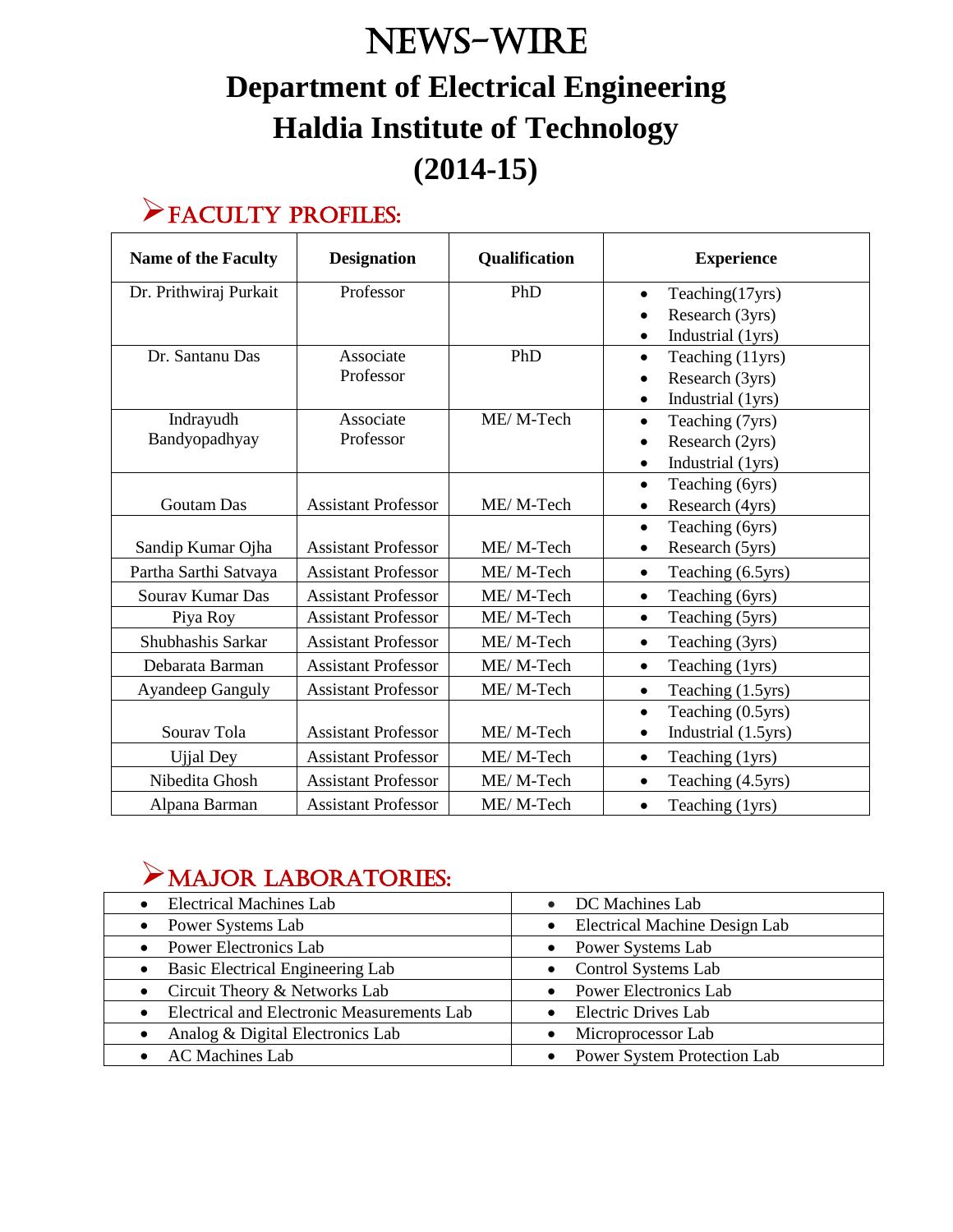# NEWS-WIRE

## Department of Electrical Engineering
## Haldia Institute of Technology
## (2014-15)

## FACULTY PROFILES:

| Name of the Faculty | Designation | Qualification | Experience |
|---|---|---|---|
| Dr. Prithwiraj Purkait | Professor | PhD | • Teaching(17yrs)<br>• Research (3yrs)<br>• Industrial (1yrs) |
| Dr. Santanu Das | Associate Professor | PhD | • Teaching (11yrs)<br>• Research (3yrs)<br>• Industrial (1yrs) |
| Indrayudh Bandyopadhyay | Associate Professor | ME/ M-Tech | • Teaching (7yrs)<br>• Research (2yrs)<br>• Industrial (1yrs) |
| Goutam Das | Assistant Professor | ME/ M-Tech | • Teaching (6yrs)<br>• Research (4yrs) |
| Sandip Kumar Ojha | Assistant Professor | ME/ M-Tech | • Teaching (6yrs)<br>• Research (5yrs) |
| Partha Sarthi Satvaya | Assistant Professor | ME/ M-Tech | • Teaching (6.5yrs) |
| Sourav Kumar Das | Assistant Professor | ME/ M-Tech | • Teaching (6yrs) |
| Piya Roy | Assistant Professor | ME/ M-Tech | • Teaching (5yrs) |
| Shubhashis Sarkar | Assistant Professor | ME/ M-Tech | • Teaching (3yrs) |
| Debarata Barman | Assistant Professor | ME/ M-Tech | • Teaching (1yrs) |
| Ayandeep Ganguly | Assistant Professor | ME/ M-Tech | • Teaching (1.5yrs) |
| Sourav Tola | Assistant Professor | ME/ M-Tech | • Teaching (0.5yrs)<br>• Industrial (1.5yrs) |
| Ujjal Dey | Assistant Professor | ME/ M-Tech | • Teaching (1yrs) |
| Nibedita Ghosh | Assistant Professor | ME/ M-Tech | • Teaching (4.5yrs) |
| Alpana Barman | Assistant Professor | ME/ M-Tech | • Teaching (1yrs) |

## MAJOR LABORATORIES:

| | |
|---|---|
| • Electrical Machines Lab | • DC Machines Lab |
| • Power Systems Lab | • Electrical Machine Design Lab |
| • Power Electronics Lab | • Power Systems Lab |
| • Basic Electrical Engineering Lab | • Control Systems Lab |
| • Circuit Theory & Networks Lab | • Power Electronics Lab |
| • Electrical and Electronic Measurements Lab | • Electric Drives Lab |
| • Analog & Digital Electronics Lab | • Microprocessor Lab |
| • AC Machines Lab | • Power System Protection Lab |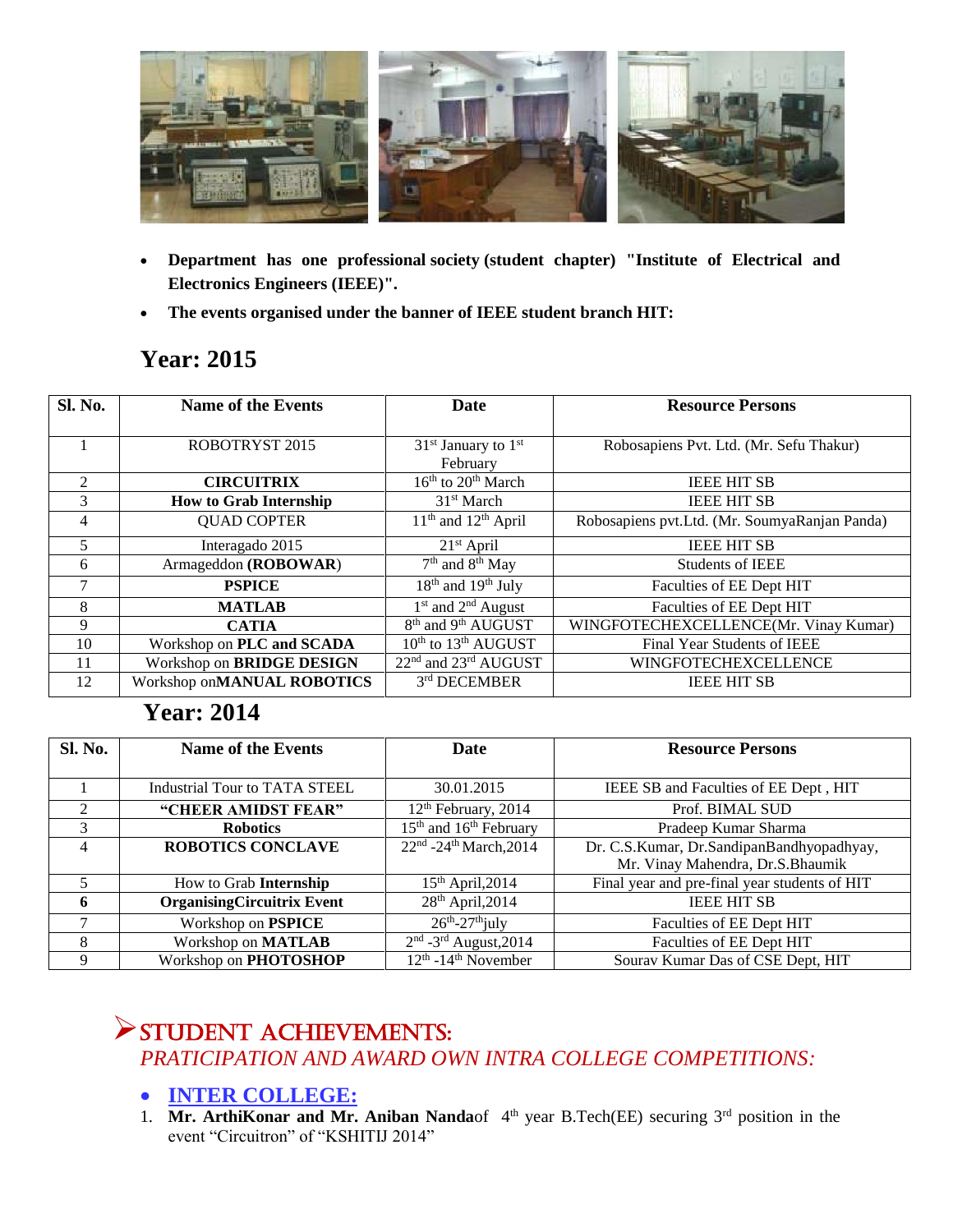- **Department has one professional society (student chapter) "Institute of Electrical and Electronics Engineers (IEEE)".**
- **The events organised under the banner of IEEE student branch HIT:**

## Year: 2015

| Sl. No. | Name of the Events | Date | Resource Persons |
|---|---|---|---|
| 1 | ROBOTRYST 2015 | 31st January to 1st February | Robosapiens Pvt. Ltd. (Mr. Sefu Thakur) |
| 2 | **CIRCUITRIX** | 16th to 20th March | IEEE HIT SB |
| 3 | **How to Grab Internship** | 31st March | IEEE HIT SB |
| 4 | QUAD COPTER | 11th and 12th April | Robosapiens pvt.Ltd. (Mr. SoumyaRanjan Panda) |
| 5 | Interagado 2015 | 21st April | IEEE HIT SB |
| 6 | Armageddon (**ROBOWAR**) | 7th and 8th May | Students of IEEE |
| 7 | **PSPICE** | 18th and 19th July | Faculties of EE Dept HIT |
| 8 | **MATLAB** | 1st and 2nd August | Faculties of EE Dept HIT |
| 9 | **CATIA** | 8th and 9th AUGUST | WINGFOTECHEXCELLENCE(Mr. Vinay Kumar) |
| 10 | Workshop on **PLC and SCADA** | 10th to 13th AUGUST | Final Year Students of IEEE |
| 11 | Workshop on **BRIDGE DESIGN** | 22nd and 23rd AUGUST | WINGFOTECHEXCELLENCE |
| 12 | Workshop on**MANUAL ROBOTICS** | 3rd DECEMBER | IEEE HIT SB |

## Year: 2014

| Sl. No. | Name of the Events | Date | Resource Persons |
|---|---|---|---|
| 1 | Industrial Tour to TATA STEEL | 30.01.2015 | IEEE SB and Faculties of EE Dept , HIT |
| 2 | **"CHEER AMIDST FEAR"** | 12th February, 2014 | Prof. BIMAL SUD |
| 3 | **Robotics** | 15th and 16th February | Pradeep Kumar Sharma |
| 4 | **ROBOTICS CONCLAVE** | 22nd -24th March,2014 | Dr. C.S.Kumar, Dr.SandipanBandhyopadhyay, Mr. Vinay Mahendra, Dr.S.Bhaumik |
| 5 | How to Grab **Internship** | 15th April,2014 | Final year and pre-final year students of HIT |
| **6** | **OrganisingCircuitrix Event** | 28th April,2014 | IEEE HIT SB |
| 7 | Workshop on **PSPICE** | 26th-27thjuly | Faculties of EE Dept HIT |
| 8 | Workshop on **MATLAB** | 2nd -3rd August,2014 | Faculties of EE Dept HIT |
| 9 | Workshop on **PHOTOSHOP** | 12th -14th November | Sourav Kumar Das of CSE Dept, HIT |

## ➢ STUDENT ACHIEVEMENTS:

*PRATICIPATION AND AWARD OWN INTRA COLLEGE COMPETITIONS:*

- **INTER COLLEGE:**

1. **Mr. ArthiKonar and Mr. Aniban Nanda**of 4th year B.Tech(EE) securing 3rd position in the event "Circuitron" of "KSHITIJ 2014"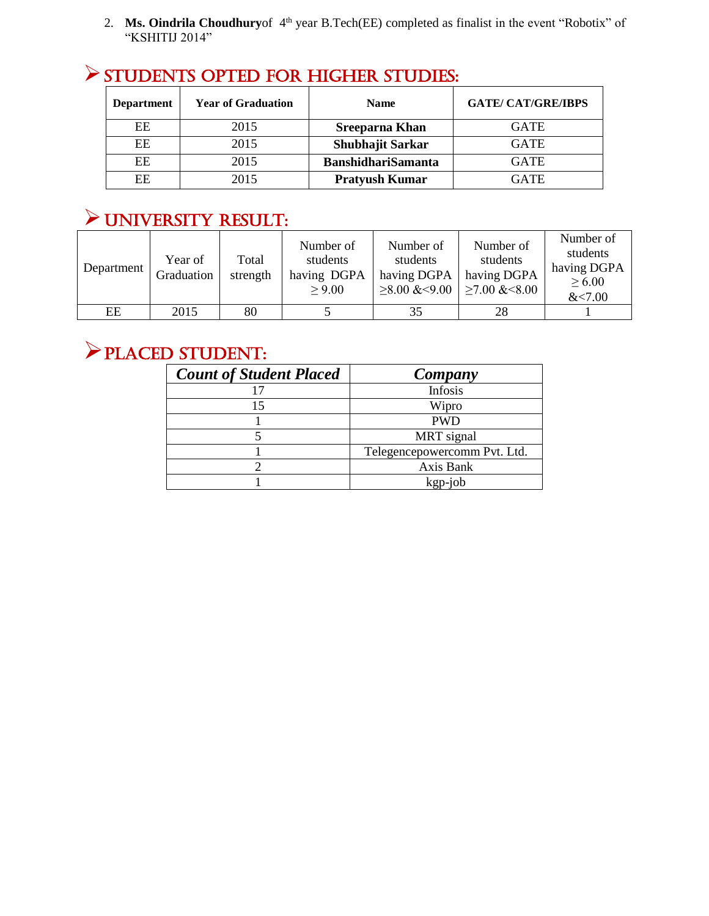2. **Ms. Oindrila Choudhury**of 4th year B.Tech(EE) completed as finalist in the event "Robotix" of "KSHITIJ 2014"

## STUDENTS OPTED FOR HIGHER STUDIES:

| Department | Year of Graduation | Name | GATE/ CAT/GRE/IBPS |
|---|---|---|---|
| EE | 2015 | **Sreeparna Khan** | GATE |
| EE | 2015 | **Shubhajit Sarkar** | GATE |
| EE | 2015 | **BanshidhariSamanta** | GATE |
| EE | 2015 | **Pratyush Kumar** | GATE |

## UNIVERSITY RESULT:

| Department | Year of Graduation | Total strength | Number of students having DGPA ≥ 9.00 | Number of students having DGPA ≥8.00 &<9.00 | Number of students having DGPA ≥7.00 &<8.00 | Number of students having DGPA ≥ 6.00 &<7.00 |
|---|---|---|---|---|---|---|
| EE | 2015 | 80 | 5 | 35 | 28 | 1 |

## PLACED STUDENT:

| ***Count of Student Placed*** | ***Company*** |
|---|---|
| 17 | Infosis |
| 15 | Wipro |
| 1 | PWD |
| 5 | MRT signal |
| 1 | Telegencepowercomm Pvt. Ltd. |
| 2 | Axis Bank |
| 1 | kgp-job |